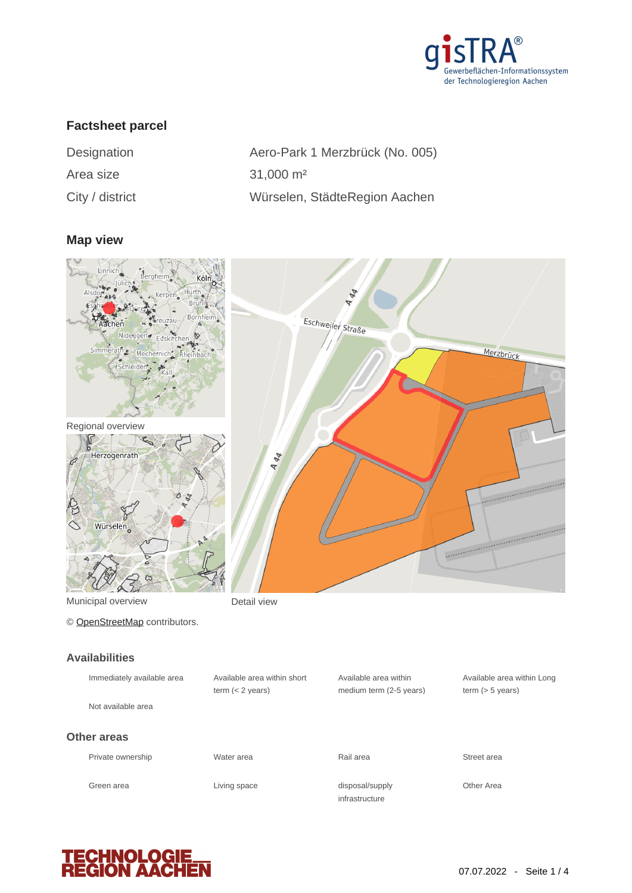## Factsheet parcel

| | |
|---|---|
| Designation | Aero-Park 1 Merzbrück (No. 005) |
| Area size | 31,000 m² |
| City / district | Würselen, StädteRegion Aachen |

## Map view

Regional overview

Municipal overview

Detail view

© OpenStreetMap contributors.

## Availabilities

| | | | |
|---|---|---|---|
| Immediately available area | Available area within short term (< 2 years) | Available area within medium term (2-5 years) | Available area within Long term (> 5 years) |
| Not available area | | | |

## Other areas

| | | | |
|---|---|---|---|
| Private ownership | Water area | Rail area | Street area |
| Green area | Living space | disposal/supply infrastructure | Other Area |

07.07.2022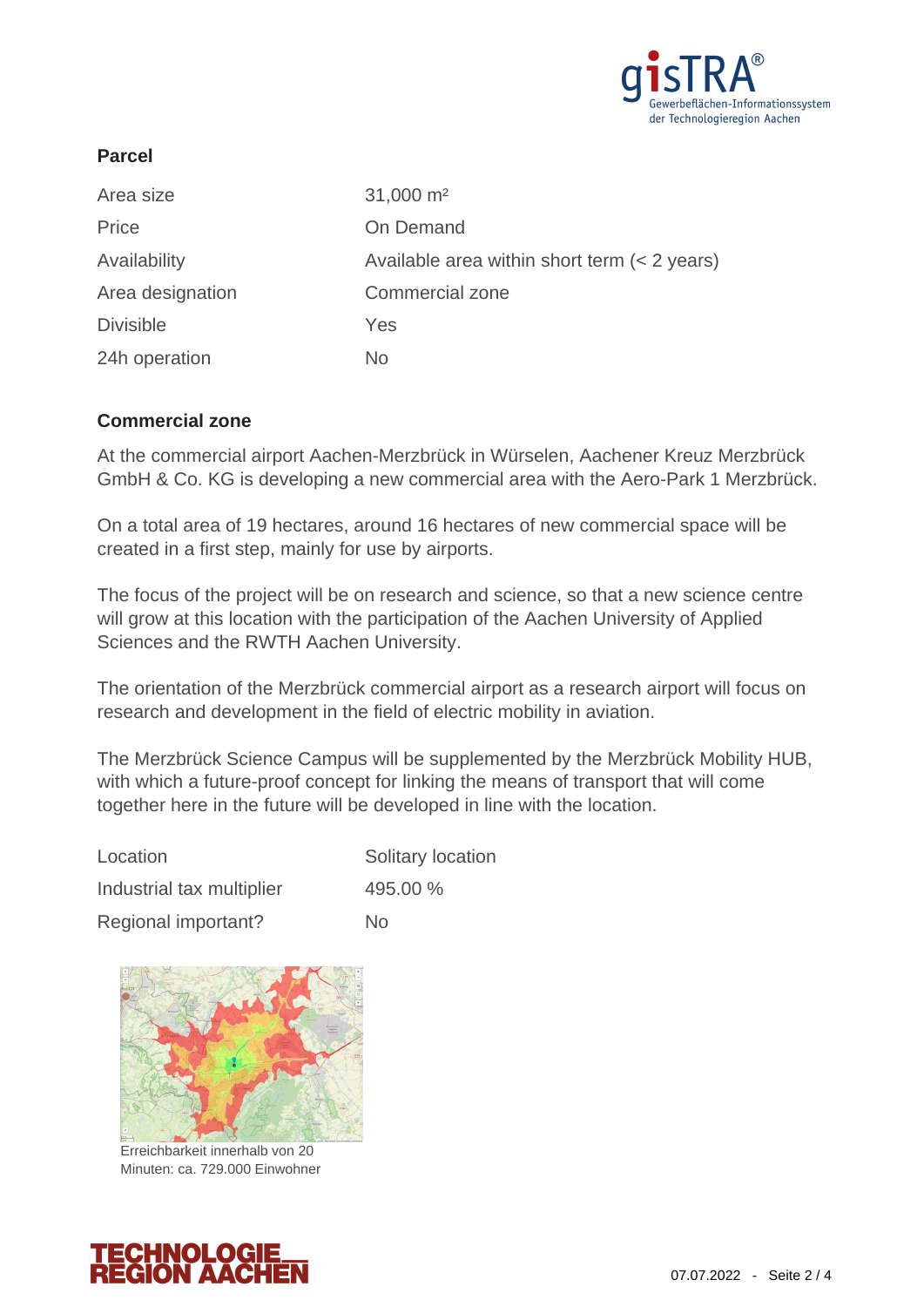### Parcel

| Area size | 31,000 m² |
| --- | --- |
| Price | On Demand |
| Availability | Available area within short term (< 2 years) |
| Area designation | Commercial zone |
| Divisible | Yes |
| 24h operation | No |

### Commercial zone

At the commercial airport Aachen-Merzbrück in Würselen, Aachener Kreuz Merzbrück GmbH & Co. KG is developing a new commercial area with the Aero-Park 1 Merzbrück.

On a total area of 19 hectares, around 16 hectares of new commercial space will be created in a first step, mainly for use by airports.

The focus of the project will be on research and science, so that a new science centre will grow at this location with the participation of the Aachen University of Applied Sciences and the RWTH Aachen University.

The orientation of the Merzbrück commercial airport as a research airport will focus on research and development in the field of electric mobility in aviation.

The Merzbrück Science Campus will be supplemented by the Merzbrück Mobility HUB, with which a future-proof concept for linking the means of transport that will come together here in the future will be developed in line with the location.

| Location | Solitary location |
| --- | --- |
| Industrial tax multiplier | 495.00 % |
| Regional important? | No |

Erreichbarkeit innerhalb von 20 Minuten: ca. 729.000 Einwohner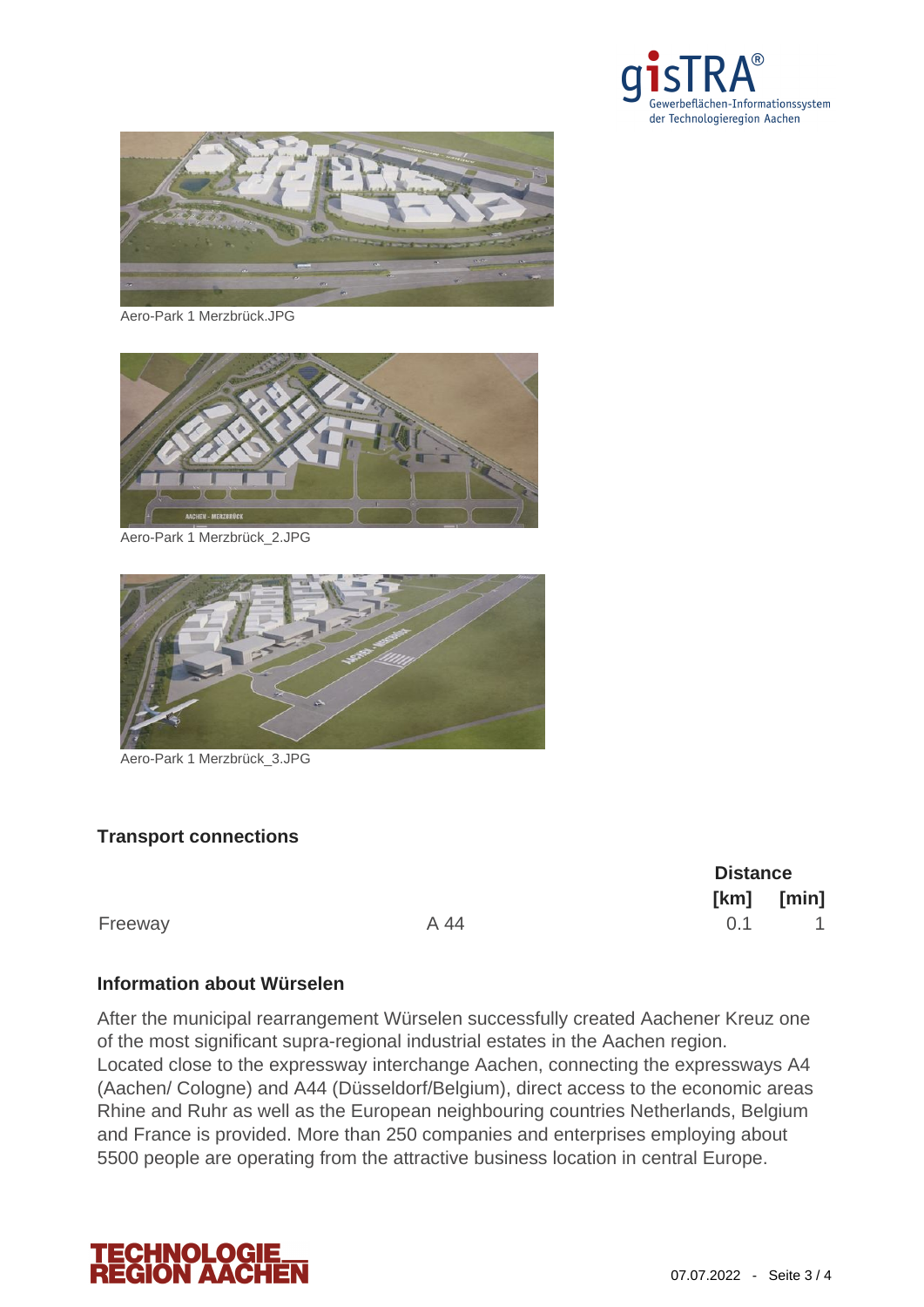Aero-Park 1 Merzbrück.JPG

Aero-Park 1 Merzbrück_2.JPG

Aero-Park 1 Merzbrück_3.JPG

### Transport connections

| | | Distance | |
|---|---|---|---|
| | | [km] | [min] |
| Freeway | A 44 | 0.1 | 1 |

### Information about Würselen

After the municipal rearrangement Würselen successfully created Aachener Kreuz one of the most significant supra-regional industrial estates in the Aachen region.
Located close to the expressway interchange Aachen, connecting the expressways A4 (Aachen/ Cologne) and A44 (Düsseldorf/Belgium), direct access to the economic areas Rhine and Ruhr as well as the European neighbouring countries Netherlands, Belgium and France is provided. More than 250 companies and enterprises employing about 5500 people are operating from the attractive business location in central Europe.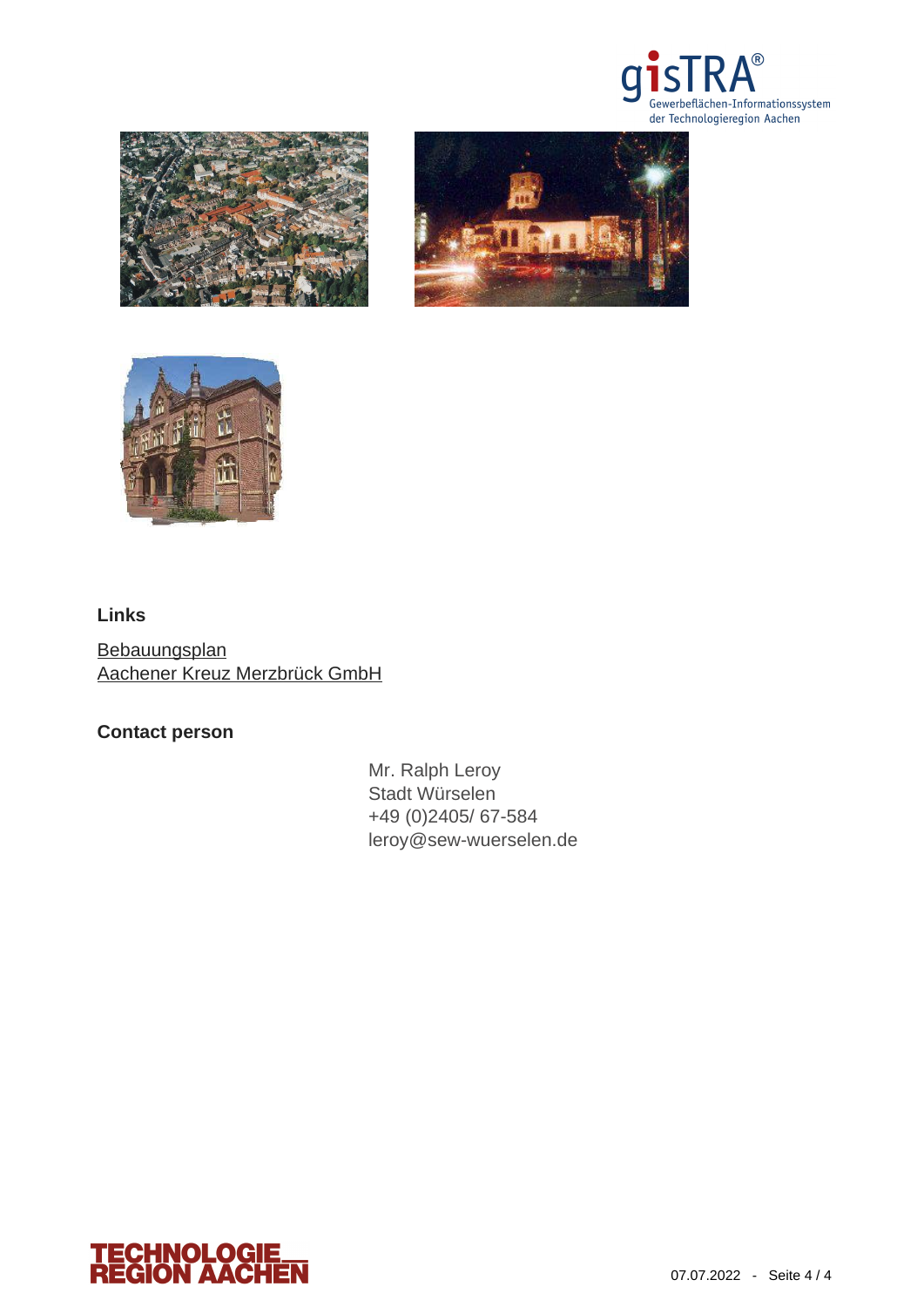### Links

Bebauungsplan
Aachener Kreuz Merzbrück GmbH

### Contact person

Mr. Ralph Leroy
Stadt Würselen
+49 (0)2405/ 67-584
leroy@sew-wuerselen.de